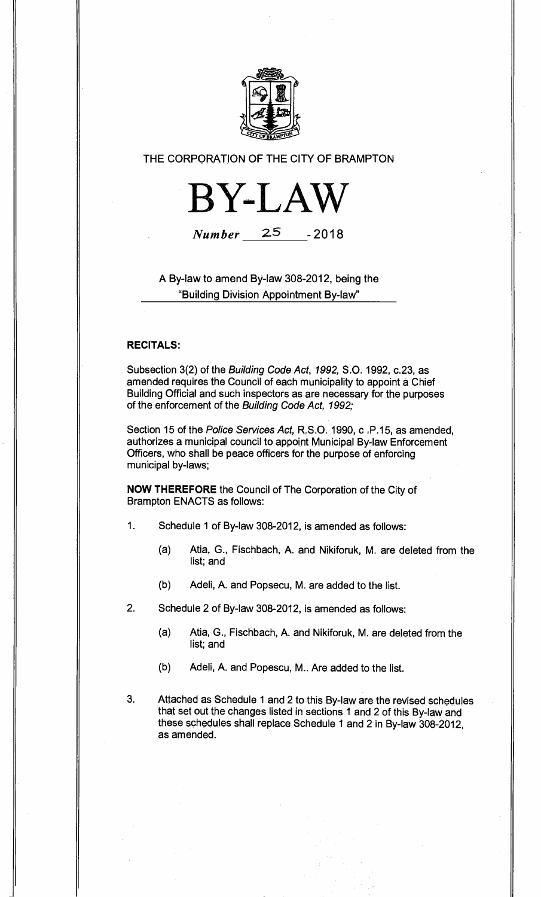THE CORPORATION OF THE CITY OF BRAMPTON

# BY-LAW

*Number* 25 - 2018

A By-law to amend By-law 308-2012, being the "Building Division Appointment By-law"

**RECITALS:**

Subsection 3(2) of the *Building Code Act, 1992,* S.O. 1992, c.23, as amended requires the Council of each municipality to appoint a Chief Building Official and such inspectors as are necessary for the purposes of the enforcement of the *Building Code Act, 1992;*

Section 15 of the *Police Services Act,* R.S.O. 1990, c .P.15, as amended, authorizes a municipal council to appoint Municipal By-law Enforcement Officers, who shall be peace officers for the purpose of enforcing municipal by-laws;

**NOW THEREFORE** the Council of The Corporation of the City of Brampton ENACTS as follows:

1. Schedule 1 of By-law 308-2012, is amended as follows:

   (a) Atia, G., Fischbach, A. and Nikiforuk, M. are deleted from the list; and

   (b) Adeli, A. and Popsecu, M. are added to the list.

2. Schedule 2 of By-law 308-2012, is amended as follows:

   (a) Atia, G., Fischbach, A. and Nikiforuk, M. are deleted from the list; and

   (b) Adeli, A. and Popescu, M.. Are added to the list.

3. Attached as Schedule 1 and 2 to this By-law are the revised schedules that set out the changes listed in sections 1 and 2 of this By-law and these schedules shall replace Schedule 1 and 2 in By-law 308-2012, as amended.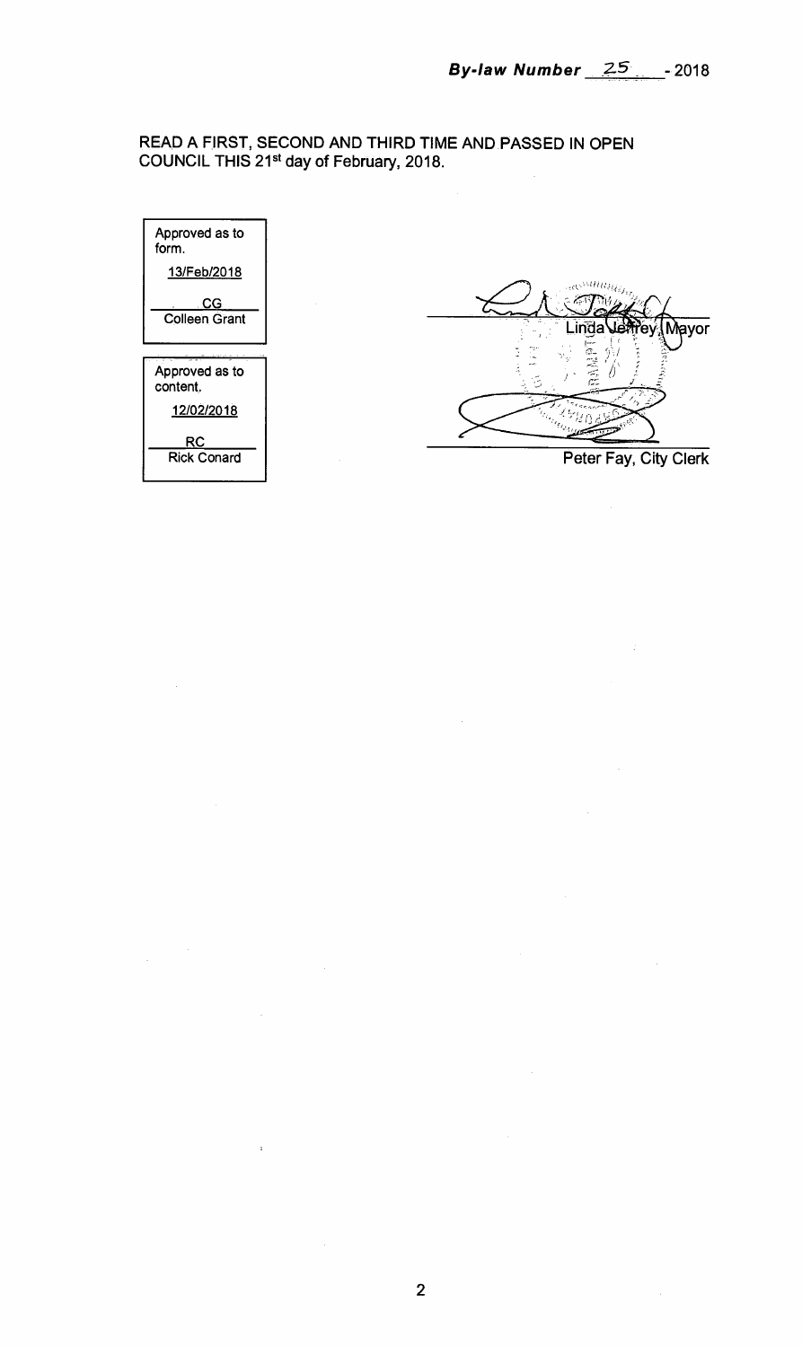***By-law Number 25 - 2018***

READ A FIRST, SECOND AND THIRD TIME AND PASSED IN OPEN COUNCIL THIS 21st day of February, 2018.

| Approved as to form. |
| --- |
| 13/Feb/2018 |
| CG |
| Colleen Grant |

| Approved as to content. |
| --- |
| 12/02/2018 |
| RC |
| Rick Conard |

Linda Jeffrey, Mayor

Peter Fay, City Clerk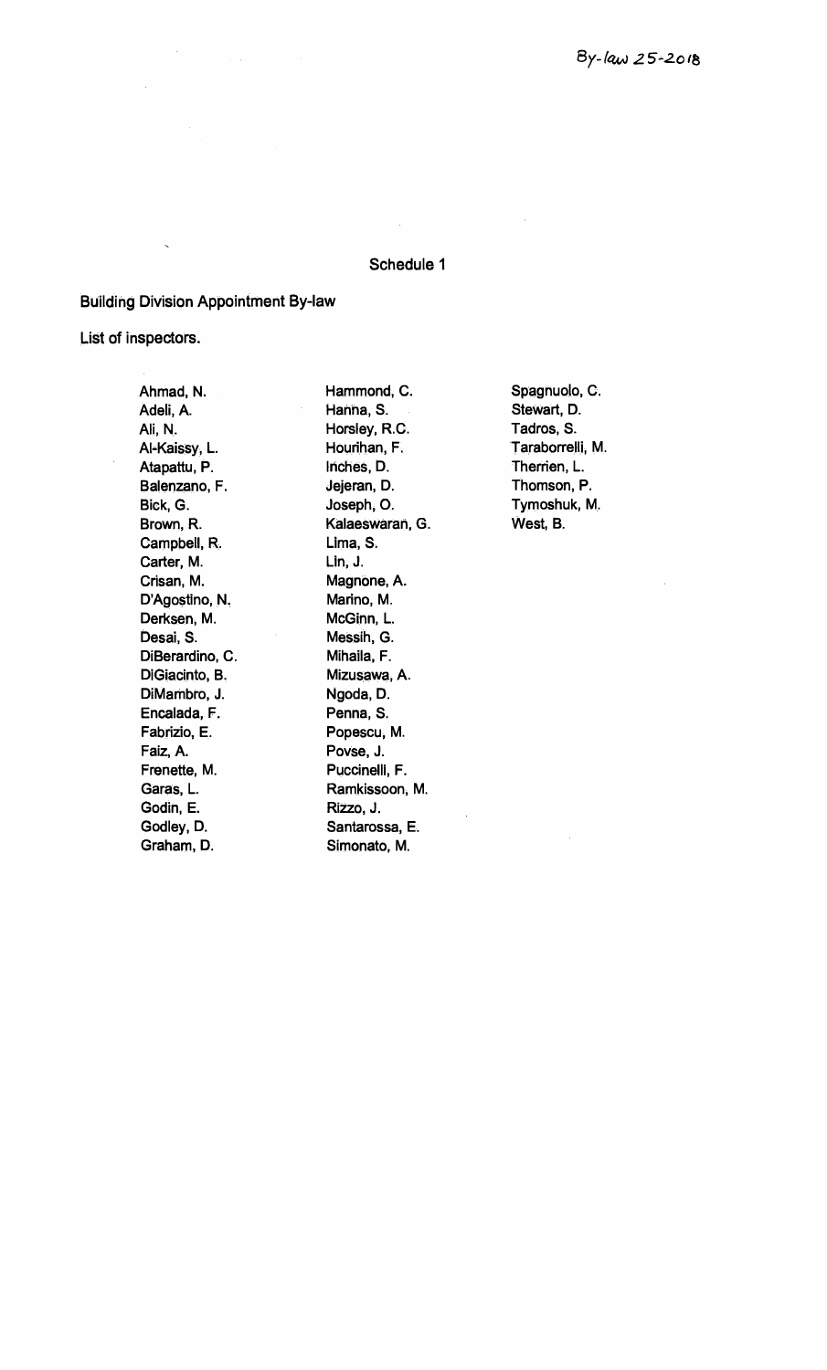By-law 25-2018

## Schedule 1

Building Division Appointment By-law

List of inspectors.

- Ahmad, N.
- Adeli, A.
- Ali, N.
- Al-Kaissy, L.
- Atapattu, P.
- Balenzano, F.
- Bick, G.
- Brown, R.
- Campbell, R.
- Carter, M.
- Crisan, M.
- D'Agostino, N.
- Derksen, M.
- Desai, S.
- DiBerardino, C.
- DiGiacinto, B.
- DiMambro, J.
- Encalada, F.
- Fabrizio, E.
- Faiz, A.
- Frenette, M.
- Garas, L.
- Godin, E.
- Godley, D.
- Graham, D.
- Hammond, C.
- Hanna, S.
- Horsley, R.C.
- Hourihan, F.
- Inches, D.
- Jejeran, D.
- Joseph, O.
- Kalaeswaran, G.
- Lima, S.
- Lin, J.
- Magnone, A.
- Marino, M.
- McGinn, L.
- Messih, G.
- Mihaila, F.
- Mizusawa, A.
- Ngoda, D.
- Penna, S.
- Popescu, M.
- Povse, J.
- Puccinelli, F.
- Ramkissoon, M.
- Rizzo, J.
- Santarossa, E.
- Simonato, M.
- Spagnuolo, C.
- Stewart, D.
- Tadros, S.
- Taraborrelli, M.
- Therrien, L.
- Thomson, P.
- Tymoshuk, M.
- West, B.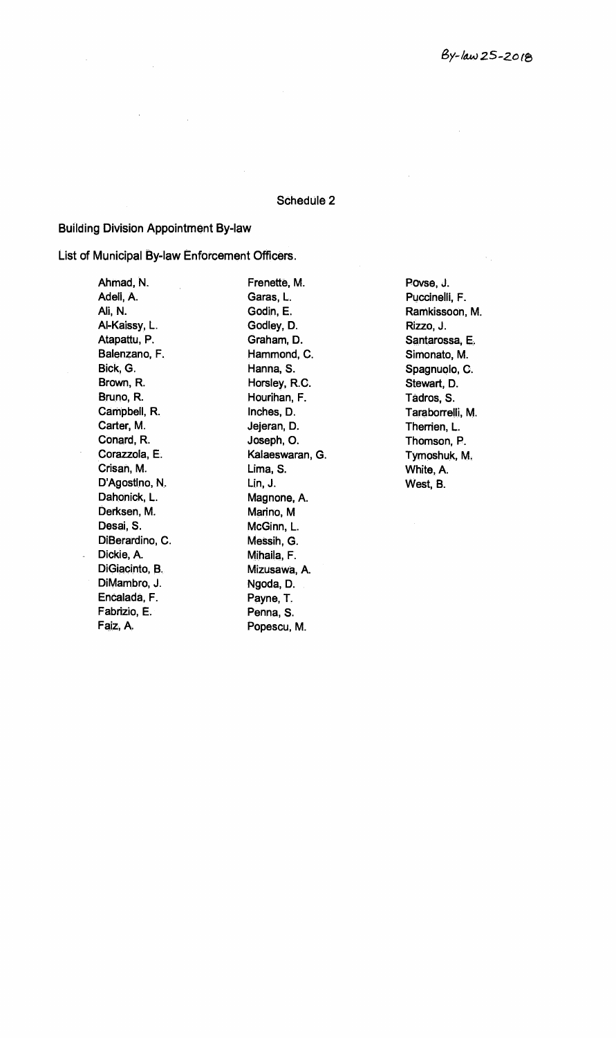By-law 25-2018

Schedule 2

Building Division Appointment By-law

List of Municipal By-law Enforcement Officers.

Ahmad, N.
Adell, A.
Ali, N.
Al-Kaissy, L.
Atapattu, P.
Balenzano, F.
Bick, G.
Brown, R.
Bruno, R.
Campbell, R.
Carter, M.
Conard, R.
Corazzola, E.
Crisan, M.
D'Agostino, N.
Dahonick, L.
Derksen, M.
Desai, S.
DiBerardino, C.
Dickie, A.
DiGiacinto, B.
DiMambro, J.
Encalada, F.
Fabrizio, E.
Faiz, A.
Frenette, M.
Garas, L.
Godin, E.
Godley, D.
Graham, D.
Hammond, C.
Hanna, S.
Horsley, R.C.
Hourihan, F.
Inches, D.
Jejeran, D.
Joseph, O.
Kalaeswaran, G.
Lima, S.
Lin, J.
Magnone, A.
Marino, M
McGinn, L.
Messih, G.
Mihaila, F.
Mizusawa, A.
Ngoda, D.
Payne, T.
Penna, S.
Popescu, M.
Povse, J.
Puccinelli, F.
Ramkissoon, M.
Rizzo, J.
Santarossa, E.
Simonato, M.
Spagnuolo, C.
Stewart, D.
Tadros, S.
Taraborrelli, M.
Therrien, L.
Thomson, P.
Tymoshuk, M.
White, A.
West, B.